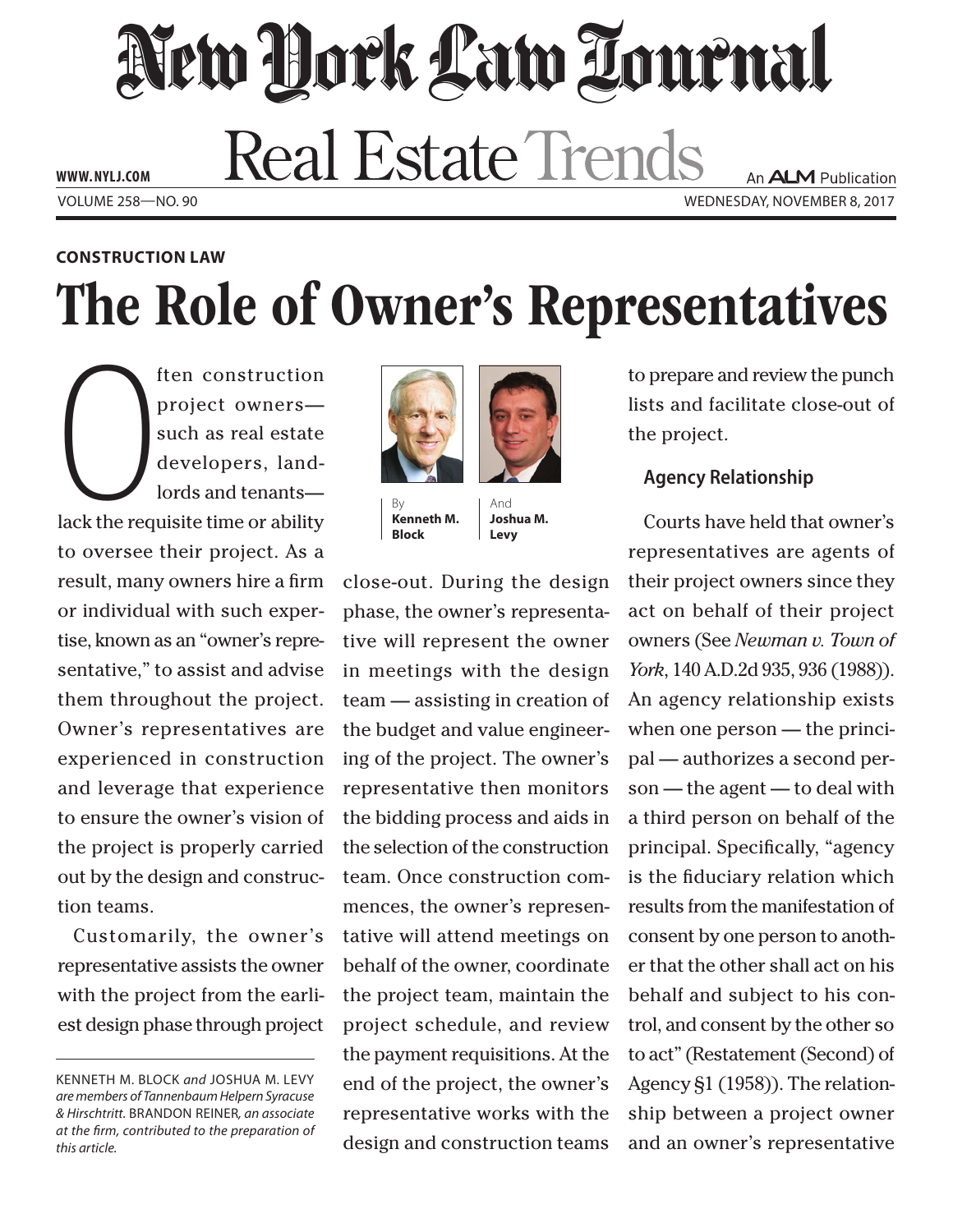# New York Law Journal

# Real Estate Trends

WWW.NYLJ.COM

An ALM Publication

VOLUME 258—NO. 90 WEDNESDAY, NOVEMBER 8, 2017

**CONSTRUCTION LAW**

# The Role of Owner's Representatives

By **Kenneth M. Block** And **Joshua M. Levy**

Often construction project owners—such as real estate developers, landlords and tenants—lack the requisite time or ability to oversee their project. As a result, many owners hire a firm or individual with such expertise, known as an "owner's representative," to assist and advise them throughout the project. Owner's representatives are experienced in construction and leverage that experience to ensure the owner's vision of the project is properly carried out by the design and construction teams.

Customarily, the owner's representative assists the owner with the project from the earliest design phase through project close-out. During the design phase, the owner's representative will represent the owner in meetings with the design team — assisting in creation of the budget and value engineering of the project. The owner's representative then monitors the bidding process and aids in the selection of the construction team. Once construction commences, the owner's representative will attend meetings on behalf of the owner, coordinate the project team, maintain the project schedule, and review the payment requisitions. At the end of the project, the owner's representative works with the design and construction teams to prepare and review the punch lists and facilitate close-out of the project.

## Agency Relationship

Courts have held that owner's representatives are agents of their project owners since they act on behalf of their project owners (See *Newman v. Town of York*, 140 A.D.2d 935, 936 (1988)). An agency relationship exists when one person — the principal — authorizes a second person — the agent — to deal with a third person on behalf of the principal. Specifically, "agency is the fiduciary relation which results from the manifestation of consent by one person to another that the other shall act on his behalf and subject to his control, and consent by the other so to act" (Restatement (Second) of Agency §1 (1958)). The relationship between a project owner and an owner's representative

---

KENNETH M. BLOCK *and* JOSHUA M. LEVY *are members of Tannenbaum Helpern Syracuse & Hirschtritt.* BRANDON REINER, *an associate at the firm, contributed to the preparation of this article.*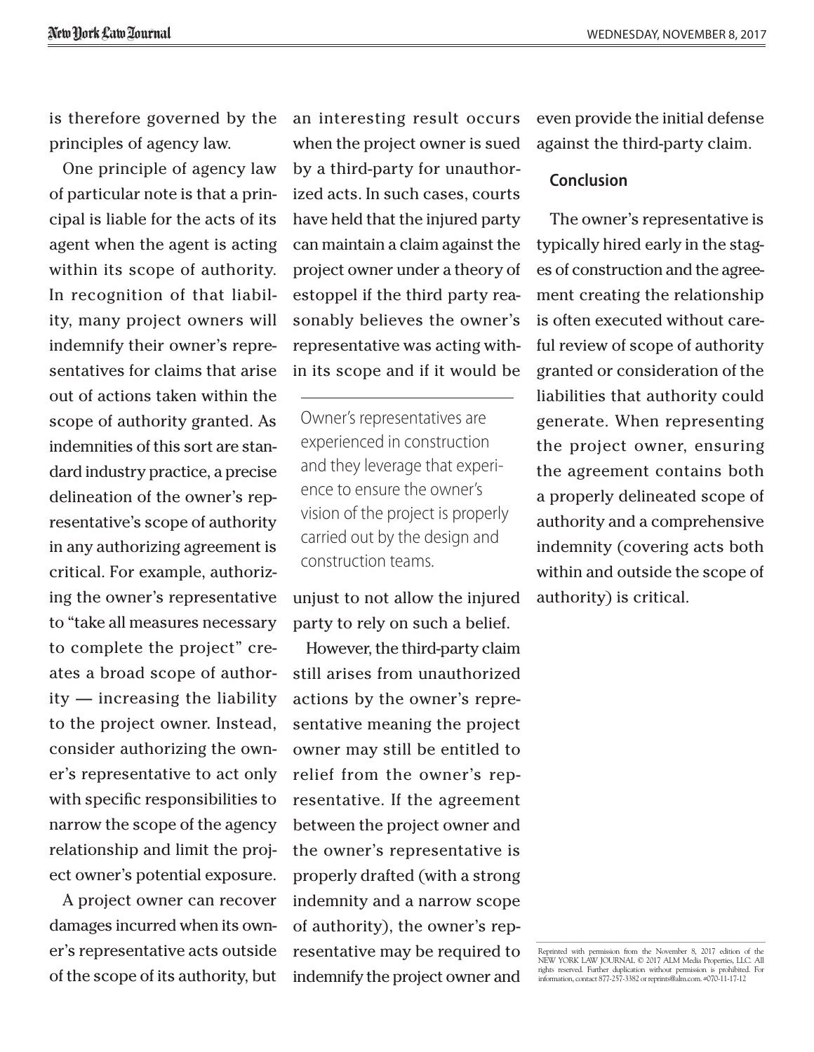is therefore governed by the principles of agency law.

One principle of agency law of particular note is that a principal is liable for the acts of its agent when the agent is acting within its scope of authority. In recognition of that liability, many project owners will indemnify their owner's representatives for claims that arise out of actions taken within the scope of authority granted. As indemnities of this sort are standard industry practice, a precise delineation of the owner's representative's scope of authority in any authorizing agreement is critical. For example, authorizing the owner's representative to "take all measures necessary to complete the project" creates a broad scope of authority — increasing the liability to the project owner. Instead, consider authorizing the owner's representative to act only with specific responsibilities to narrow the scope of the agency relationship and limit the project owner's potential exposure.

A project owner can recover damages incurred when its owner's representative acts outside of the scope of its authority, but an interesting result occurs when the project owner is sued by a third-party for unauthorized acts. In such cases, courts have held that the injured party can maintain a claim against the project owner under a theory of estoppel if the third party reasonably believes the owner's representative was acting within its scope and if it would be unjust to not allow the injured party to rely on such a belief.

> Owner's representatives are experienced in construction and they leverage that experience to ensure the owner's vision of the project is properly carried out by the design and construction teams.

However, the third-party claim still arises from unauthorized actions by the owner's representative meaning the project owner may still be entitled to relief from the owner's representative. If the agreement between the project owner and the owner's representative is properly drafted (with a strong indemnity and a narrow scope of authority), the owner's representative may be required to indemnify the project owner and even provide the initial defense against the third-party claim.

## Conclusion

The owner's representative is typically hired early in the stages of construction and the agreement creating the relationship is often executed without careful review of scope of authority granted or consideration of the liabilities that authority could generate. When representing the project owner, ensuring the agreement contains both a properly delineated scope of authority and a comprehensive indemnity (covering acts both within and outside the scope of authority) is critical.

Reprinted with permission from the November 8, 2017 edition of the NEW YORK LAW JOURNAL © 2017 ALM Media Properties, LLC. All rights reserved. Further duplication without permission is prohibited. For information, contact 877-257-3382 or reprints@alm.com. #070-11-17-12